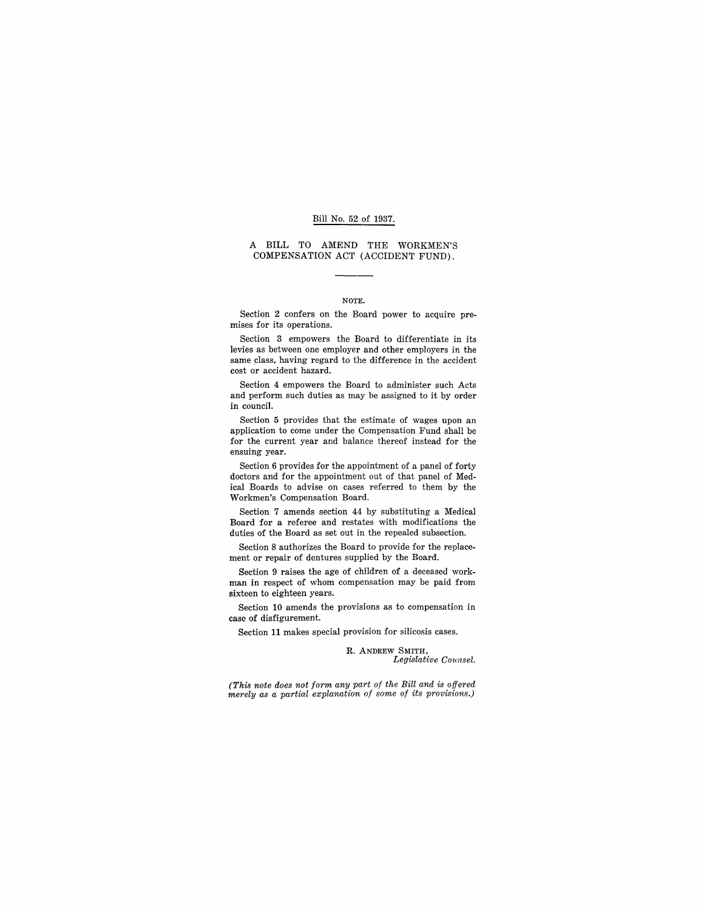Bill No. 52 of 1937.

# A BILL TO AMEND THE WORKMEN'S COMPENSATION ACT (ACCIDENT FUND).

## NOTE.

Section 2 confers on the Board power to acquire premises for its operations.

Section 3 empowers the Board to differentiate in its levies as between one employer and other employers in the same class, having regard to the difference in the accident cost or accident hazard.

Section 4 empowers the Board to administer such Acts and perform such duties as may be assigned to it by order in council.

Section 5 provides that the estimate of wages upon an application to come under the Compensation Fund shall be for the current year and balance thereof instead for the ensuing year.

Section 6 provides for the appointment of a panel of forty doctors and for the appointment out of that panel of Medical Boards to advise on cases referred to them by the Workmen's Compensation Board.

Section 7 amends section 44 by substituting a Medical Board for a referee and restates with modifications the duties of the Board as set out in the repealed subsection.

Section 8 authorizes the Board to provide for the replacement or repair of dentures supplied by the Board.

Section 9 raises the age of children of a deceased workman in respect of whom compensation may be paid from sixteen to eighteen years.

Section 10 amends the provisions as to compensation in case of disfigurement.

Section 11 makes special provision for silicosis cases.

R. ANDREW SMITH,
*Legislative Counsel.*

*(This note does not form any part of the Bill and is offered merely as a partial explanation of some of its provisions.)*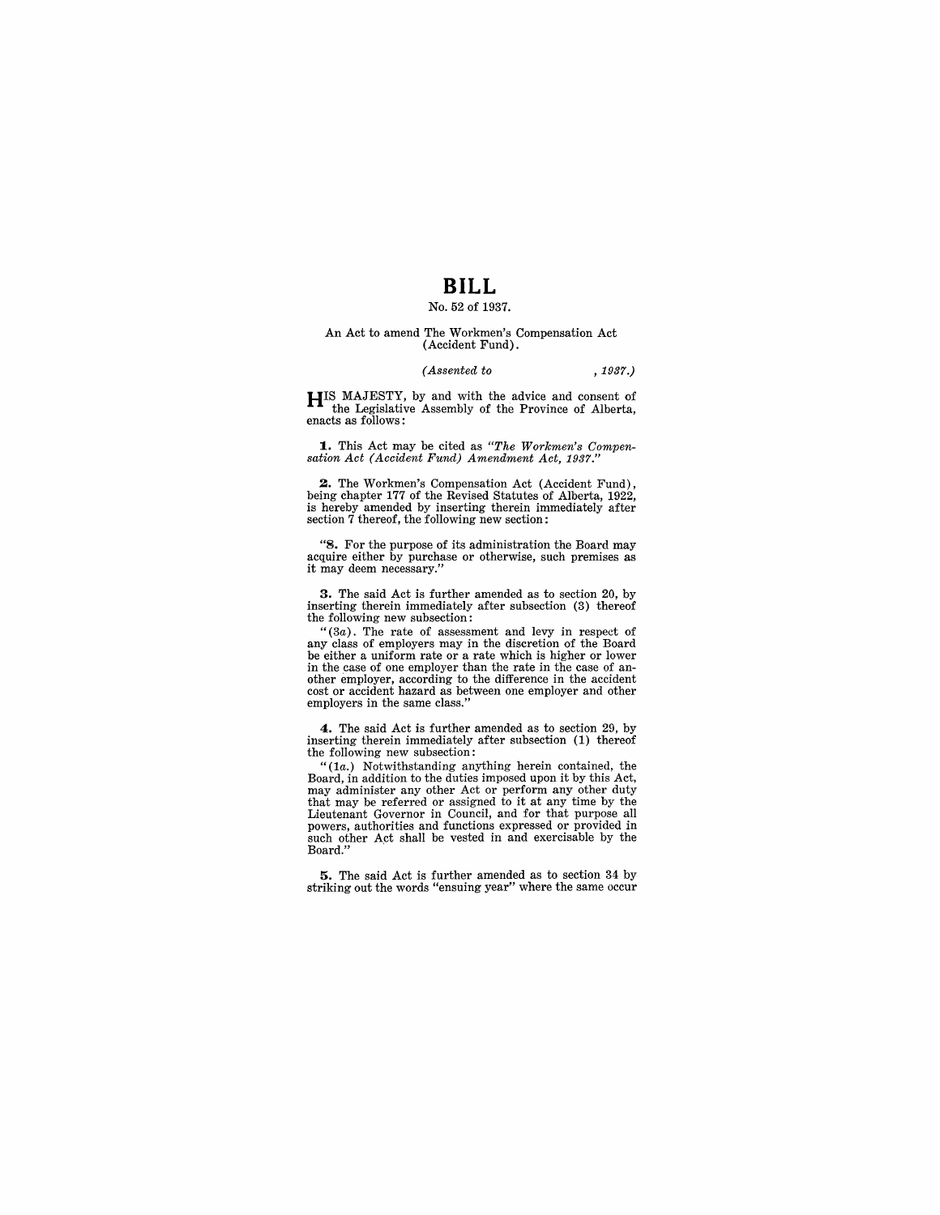# BILL

No. 52 of 1937.

An Act to amend The Workmen's Compensation Act (Accident Fund).

*(Assented to , 1937.)*

HIS MAJESTY, by and with the advice and consent of the Legislative Assembly of the Province of Alberta, enacts as follows:

**1.** This Act may be cited as *"The Workmen's Compensation Act (Accident Fund) Amendment Act, 1937."*

**2.** The Workmen's Compensation Act (Accident Fund), being chapter 177 of the Revised Statutes of Alberta, 1922, is hereby amended by inserting therein immediately after section 7 thereof, the following new section:

"**8.** For the purpose of its administration the Board may acquire either by purchase or otherwise, such premises as it may deem necessary."

**3.** The said Act is further amended as to section 20, by inserting therein immediately after subsection (3) thereof the following new subsection:

"(3*a*). The rate of assessment and levy in respect of any class of employers may in the discretion of the Board be either a uniform rate or a rate which is higher or lower in the case of one employer than the rate in the case of another employer, according to the difference in the accident cost or accident hazard as between one employer and other employers in the same class."

**4.** The said Act is further amended as to section 29, by inserting therein immediately after subsection (1) thereof the following new subsection:

"(1*a*.) Notwithstanding anything herein contained, the Board, in addition to the duties imposed upon it by this Act, may administer any other Act or perform any other duty that may be referred or assigned to it at any time by the Lieutenant Governor in Council, and for that purpose all powers, authorities and functions expressed or provided in such other Act shall be vested in and exercisable by the Board."

**5.** The said Act is further amended as to section 34 by striking out the words "ensuing year" where the same occur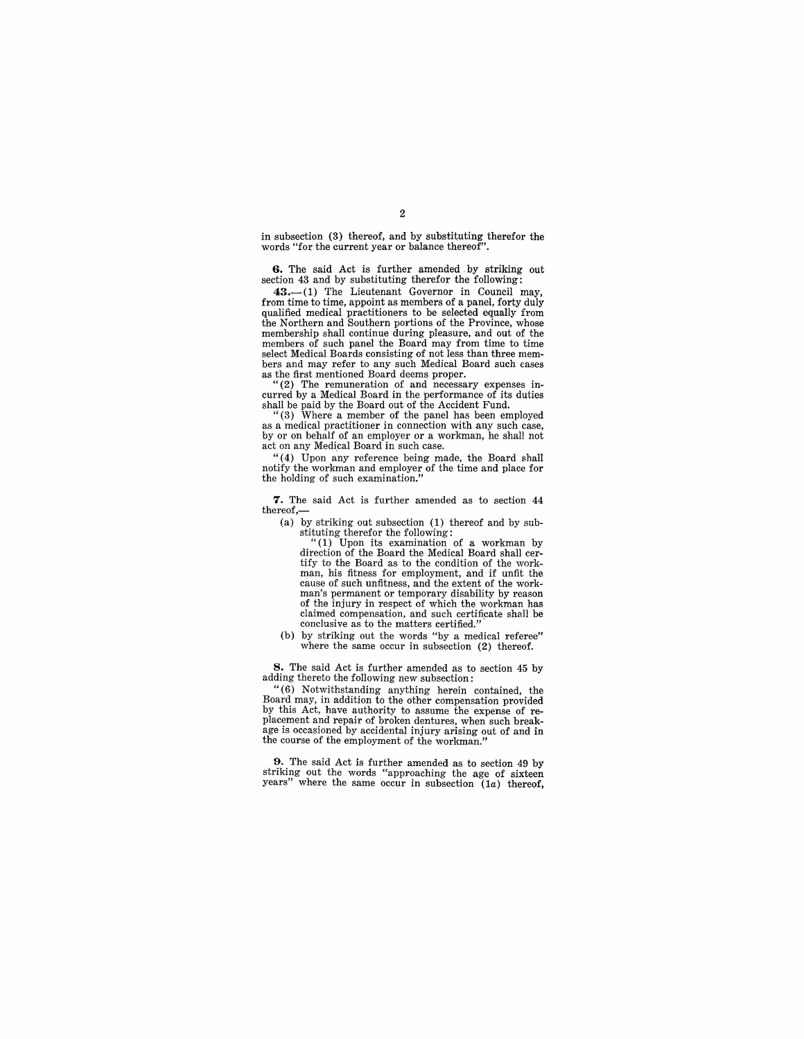in subsection (3) thereof, and by substituting therefor the words "for the current year or balance thereof".

**6.** The said Act is further amended by striking out section 43 and by substituting therefor the following:

**43.**—(1) The Lieutenant Governor in Council may, from time to time, appoint as members of a panel, forty duly qualified medical practitioners to be selected equally from the Northern and Southern portions of the Province, whose membership shall continue during pleasure, and out of the members of such panel the Board may from time to time select Medical Boards consisting of not less than three members and may refer to any such Medical Board such cases as the first mentioned Board deems proper.

"(2) The remuneration of and necessary expenses incurred by a Medical Board in the performance of its duties shall be paid by the Board out of the Accident Fund.

"(3) Where a member of the panel has been employed as a medical practitioner in connection with any such case, by or on behalf of an employer or a workman, he shall not act on any Medical Board in such case.

"(4) Upon any reference being made, the Board shall notify the workman and employer of the time and place for the holding of such examination."

**7.** The said Act is further amended as to section 44 thereof,—

(a) by striking out subsection (1) thereof and by substituting therefor the following:

"(1) Upon its examination of a workman by direction of the Board the Medical Board shall certify to the Board as to the condition of the workman, his fitness for employment, and if unfit the cause of such unfitness, and the extent of the workman's permanent or temporary disability by reason of the injury in respect of which the workman has claimed compensation, and such certificate shall be conclusive as to the matters certified."

(b) by striking out the words "by a medical referee" where the same occur in subsection (2) thereof.

**8.** The said Act is further amended as to section 45 by adding thereto the following new subsection:

"(6) Notwithstanding anything herein contained, the Board may, in addition to the other compensation provided by this Act, have authority to assume the expense of replacement and repair of broken dentures, when such breakage is occasioned by accidental injury arising out of and in the course of the employment of the workman."

**9.** The said Act is further amended as to section 49 by striking out the words "approaching the age of sixteen years" where the same occur in subsection (1*a*) thereof,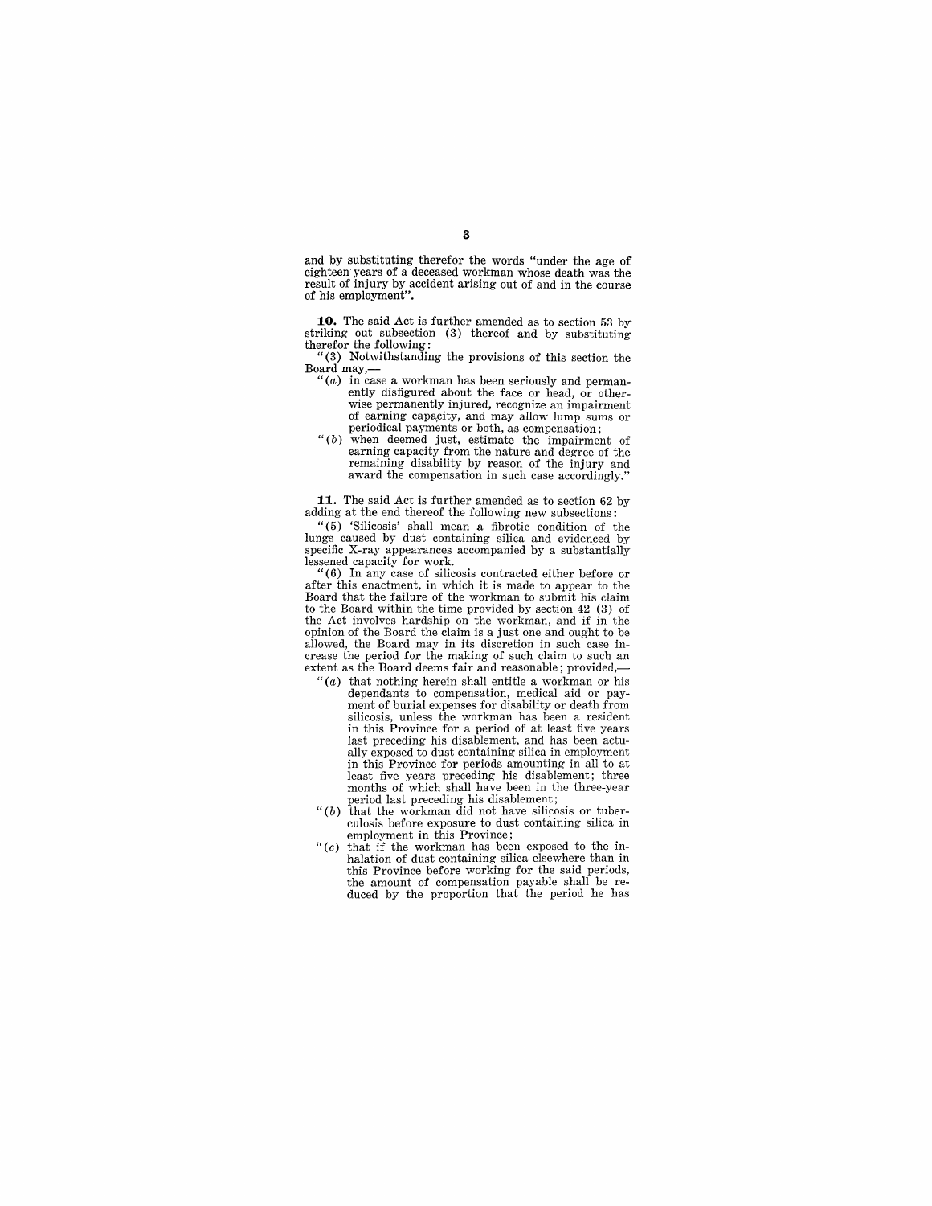and by substituting therefor the words "under the age of eighteen years of a deceased workman whose death was the result of injury by accident arising out of and in the course of his employment".

**10.** The said Act is further amended as to section 53 by striking out subsection (3) thereof and by substituting therefor the following:

"(3) Notwithstanding the provisions of this section the Board may,—

"(*a*) in case a workman has been seriously and permanently disfigured about the face or head, or otherwise permanently injured, recognize an impairment of earning capacity, and may allow lump sums or periodical payments or both, as compensation;

"(*b*) when deemed just, estimate the impairment of earning capacity from the nature and degree of the remaining disability by reason of the injury and award the compensation in such case accordingly."

**11.** The said Act is further amended as to section 62 by adding at the end thereof the following new subsections:

"(5) 'Silicosis' shall mean a fibrotic condition of the lungs caused by dust containing silica and evidenced by specific X-ray appearances accompanied by a substantially lessened capacity for work.

"(6) In any case of silicosis contracted either before or after this enactment, in which it is made to appear to the Board that the failure of the workman to submit his claim to the Board within the time provided by section 42 (3) of the Act involves hardship on the workman, and if in the opinion of the Board the claim is a just one and ought to be allowed, the Board may in its discretion in such case increase the period for the making of such claim to such an extent as the Board deems fair and reasonable; provided,—

"(*a*) that nothing herein shall entitle a workman or his dependants to compensation, medical aid or payment of burial expenses for disability or death from silicosis, unless the workman has been a resident in this Province for a period of at least five years last preceding his disablement, and has been actually exposed to dust containing silica in employment in this Province for periods amounting in all to at least five years preceding his disablement; three months of which shall have been in the three-year period last preceding his disablement;

"(*b*) that the workman did not have silicosis or tuberculosis before exposure to dust containing silica in employment in this Province;

"(*c*) that if the workman has been exposed to the inhalation of dust containing silica elsewhere than in this Province before working for the said periods, the amount of compensation payable shall be reduced by the proportion that the period he has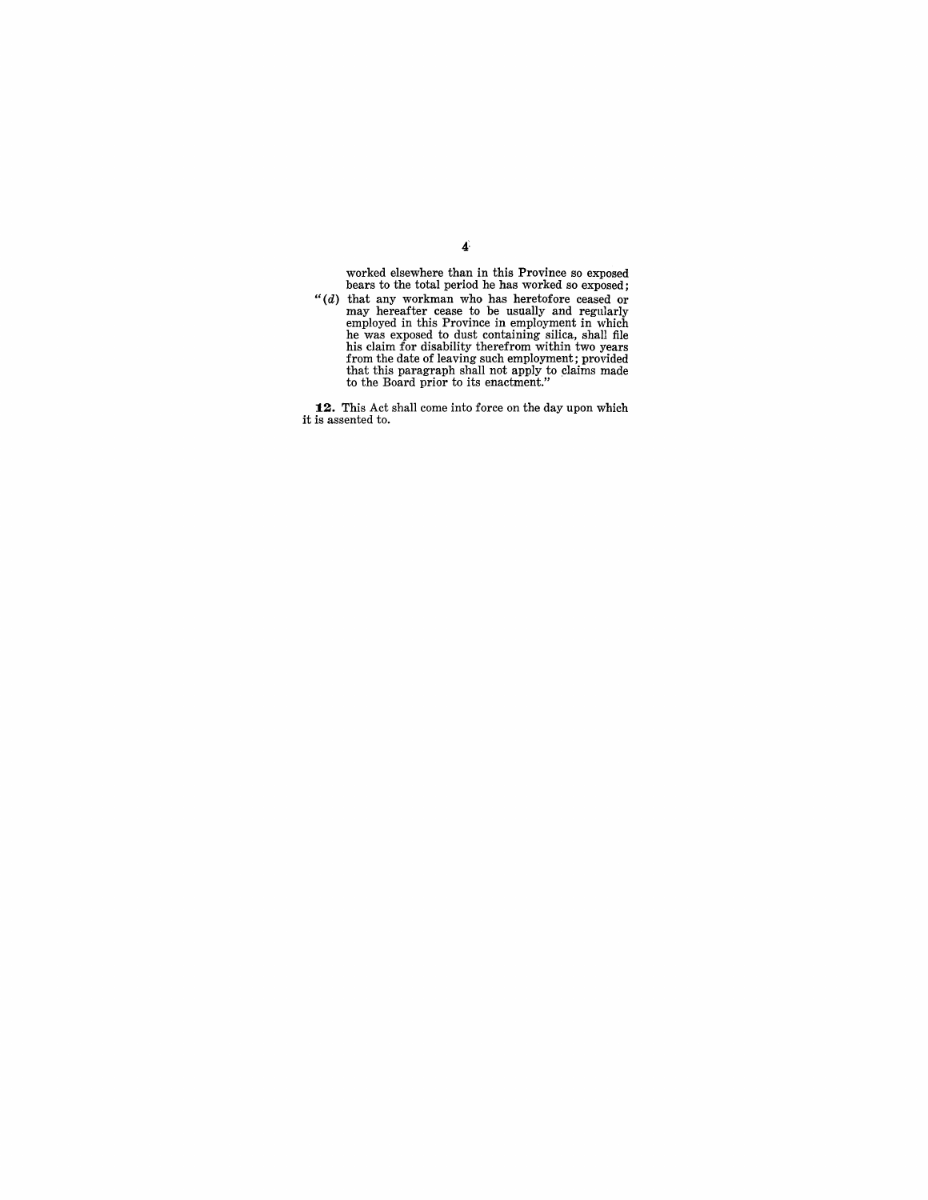worked elsewhere than in this Province so exposed bears to the total period he has worked so exposed;

"(*d*) that any workman who has heretofore ceased or may hereafter cease to be usually and regularly employed in this Province in employment in which he was exposed to dust containing silica, shall file his claim for disability therefrom within two years from the date of leaving such employment; provided that this paragraph shall not apply to claims made to the Board prior to its enactment."

**12.** This Act shall come into force on the day upon which it is assented to.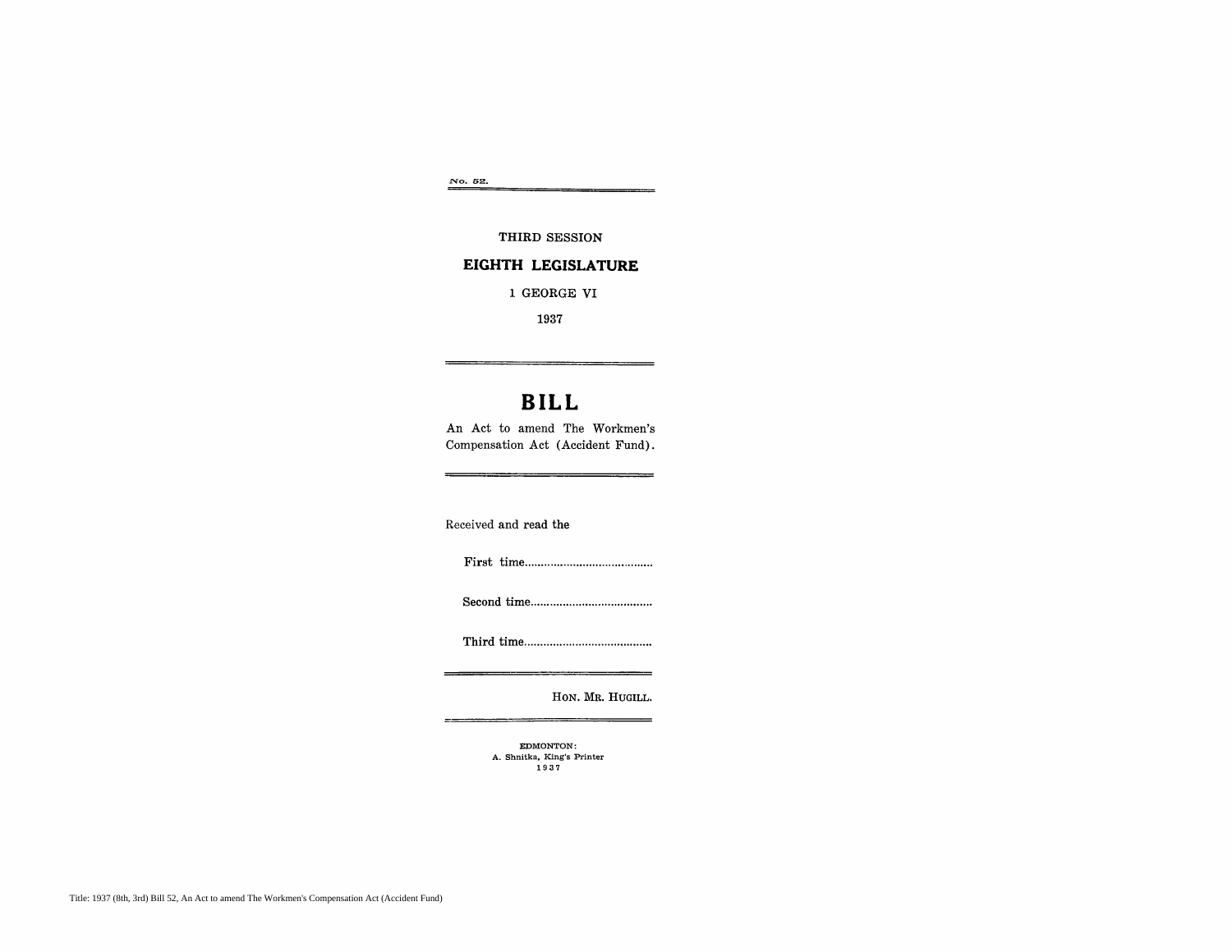No. 52.

THIRD SESSION

**EIGHTH LEGISLATURE**

1 GEORGE VI

1937

# BILL

An Act to amend The Workmen's Compensation Act (Accident Fund).

Received and read the

First time........................................

Second time......................................

Third time........................................

HON. MR. HUGILL.

EDMONTON:
A. Shnitka, King's Printer
1937

Title: 1937 (8th, 3rd) Bill 52, An Act to amend The Workmen's Compensation Act (Accident Fund)